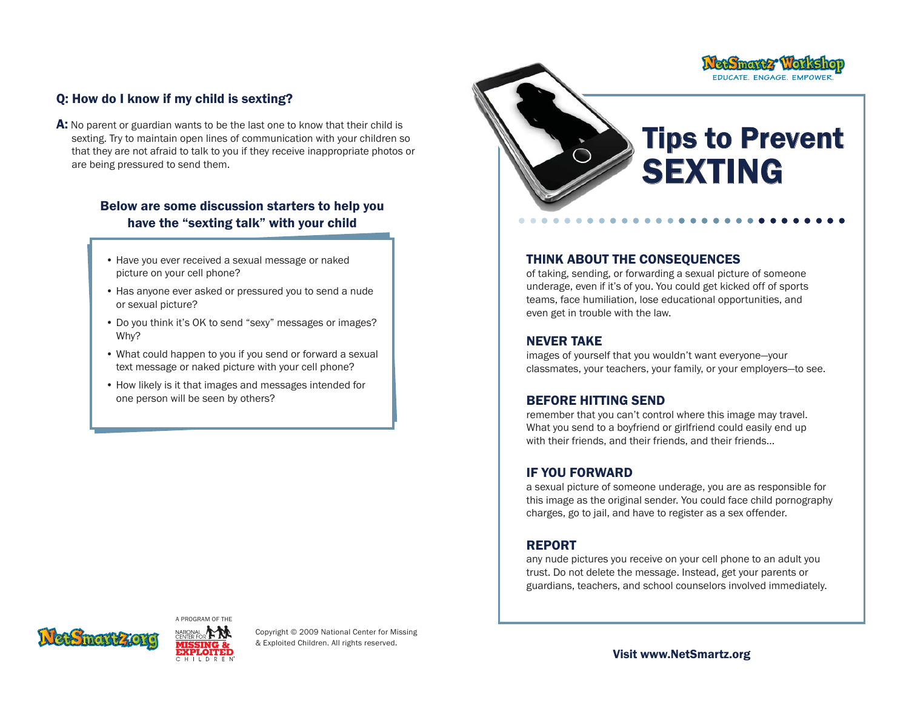## Q: How do I know if my child is sexting?

**A:** No parent or guardian wants to be the last one to know that their child is sexting. Try to maintain open lines of communication with your children so that they are not afraid to talk to you if they receive inappropriate photos or are being pressured to send them.

### Below are some discussion starters to help you have the "sexting talk" with your child

- Have you ever received a sexual message or naked picture on your cell phone?
- Has anyone ever asked or pressured you to send a nude or sexual picture?
- Do you think it's OK to send "sexy" messages or images? Why?
- What could happen to you if you send or forward a sexual text message or naked picture with your cell phone?
- How likely is it that images and messages intended for one person will be seen by others?

NetSmartz.org

A PROGRAM OF THE NATIONAL CENTER FOR MISSING & EXPLOITED CHILDREN

Copyright © 2009 National Center for Missing & Exploited Children. All rights reserved.

NetSmartz Workshop
EDUCATE. ENGAGE. EMPOWER.

# Tips to Prevent SEXTING

### THINK ABOUT THE CONSEQUENCES

of taking, sending, or forwarding a sexual picture of someone underage, even if it's of you. You could get kicked off of sports teams, face humiliation, lose educational opportunities, and even get in trouble with the law.

### NEVER TAKE

images of yourself that you wouldn't want everyone—your classmates, your teachers, your family, or your employers—to see.

### BEFORE HITTING SEND

remember that you can't control where this image may travel. What you send to a boyfriend or girlfriend could easily end up with their friends, and their friends, and their friends...

### IF YOU FORWARD

a sexual picture of someone underage, you are as responsible for this image as the original sender. You could face child pornography charges, go to jail, and have to register as a sex offender.

### REPORT

any nude pictures you receive on your cell phone to an adult you trust. Do not delete the message. Instead, get your parents or guardians, teachers, and school counselors involved immediately.

**Visit www.NetSmartz.org**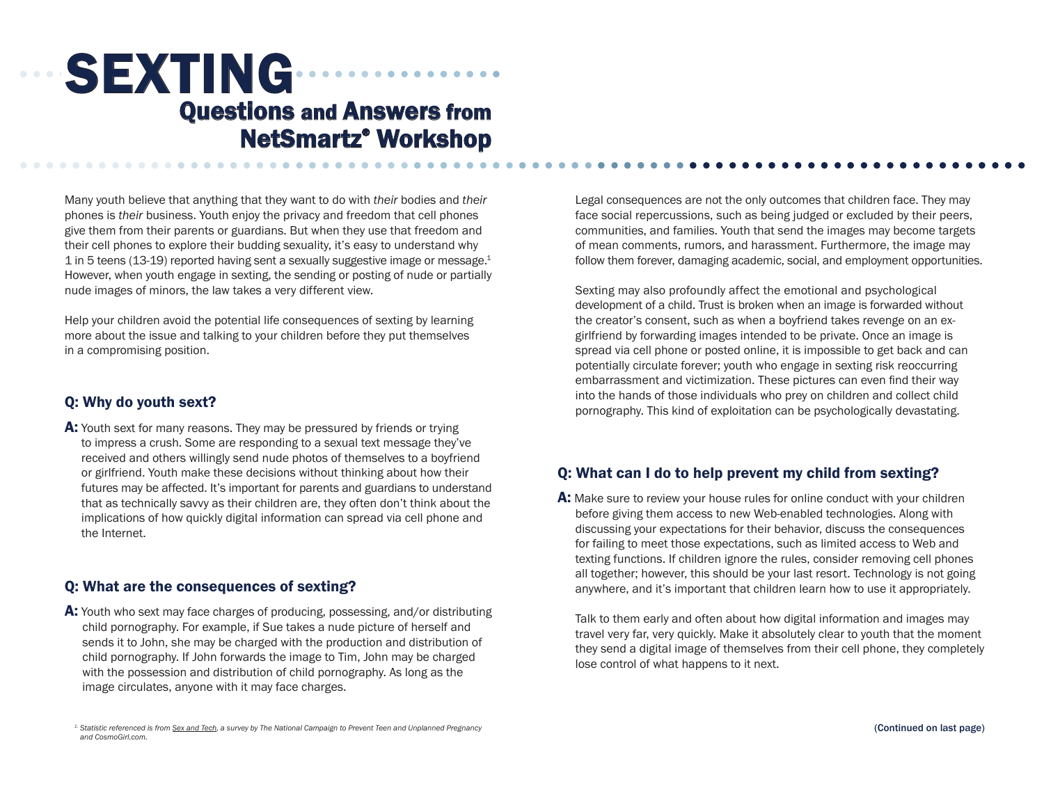# SEXTING

## Questions and Answers from NetSmartz® Workshop

Many youth believe that anything that they want to do with *their* bodies and *their* phones is *their* business. Youth enjoy the privacy and freedom that cell phones give them from their parents or guardians. But when they use that freedom and their cell phones to explore their budding sexuality, it's easy to understand why 1 in 5 teens (13-19) reported having sent a sexually suggestive image or message.[1] However, when youth engage in sexting, the sending or posting of nude or partially nude images of minors, the law takes a very different view.

Help your children avoid the potential life consequences of sexting by learning more about the issue and talking to your children before they put themselves in a compromising position.

### Q: Why do youth sext?

**A:** Youth sext for many reasons. They may be pressured by friends or trying to impress a crush. Some are responding to a sexual text message they've received and others willingly send nude photos of themselves to a boyfriend or girlfriend. Youth make these decisions without thinking about how their futures may be affected. It's important for parents and guardians to understand that as technically savvy as their children are, they often don't think about the implications of how quickly digital information can spread via cell phone and the Internet.

### Q: What are the consequences of sexting?

**A:** Youth who sext may face charges of producing, possessing, and/or distributing child pornography. For example, if Sue takes a nude picture of herself and sends it to John, she may be charged with the production and distribution of child pornography. If John forwards the image to Tim, John may be charged with the possession and distribution of child pornography. As long as the image circulates, anyone with it may face charges.

Legal consequences are not the only outcomes that children face. They may face social repercussions, such as being judged or excluded by their peers, communities, and families. Youth that send the images may become targets of mean comments, rumors, and harassment. Furthermore, the image may follow them forever, damaging academic, social, and employment opportunities.

Sexting may also profoundly affect the emotional and psychological development of a child. Trust is broken when an image is forwarded without the creator's consent, such as when a boyfriend takes revenge on an ex-girlfriend by forwarding images intended to be private. Once an image is spread via cell phone or posted online, it is impossible to get back and can potentially circulate forever; youth who engage in sexting risk reoccurring embarrassment and victimization. These pictures can even find their way into the hands of those individuals who prey on children and collect child pornography. This kind of exploitation can be psychologically devastating.

### Q: What can I do to help prevent my child from sexting?

**A:** Make sure to review your house rules for online conduct with your children before giving them access to new Web-enabled technologies. Along with discussing your expectations for their behavior, discuss the consequences for failing to meet those expectations, such as limited access to Web and texting functions. If children ignore the rules, consider removing cell phones all together; however, this should be your last resort. Technology is not going anywhere, and it's important that children learn how to use it appropriately.

Talk to them early and often about how digital information and images may travel very far, very quickly. Make it absolutely clear to youth that the moment they send a digital image of themselves from their cell phone, they completely lose control of what happens to it next.

[1] Statistic referenced is from Sex and Tech, a survey by The National Campaign to Prevent Teen and Unplanned Pregnancy and CosmoGirl.com.

(Continued on last page)